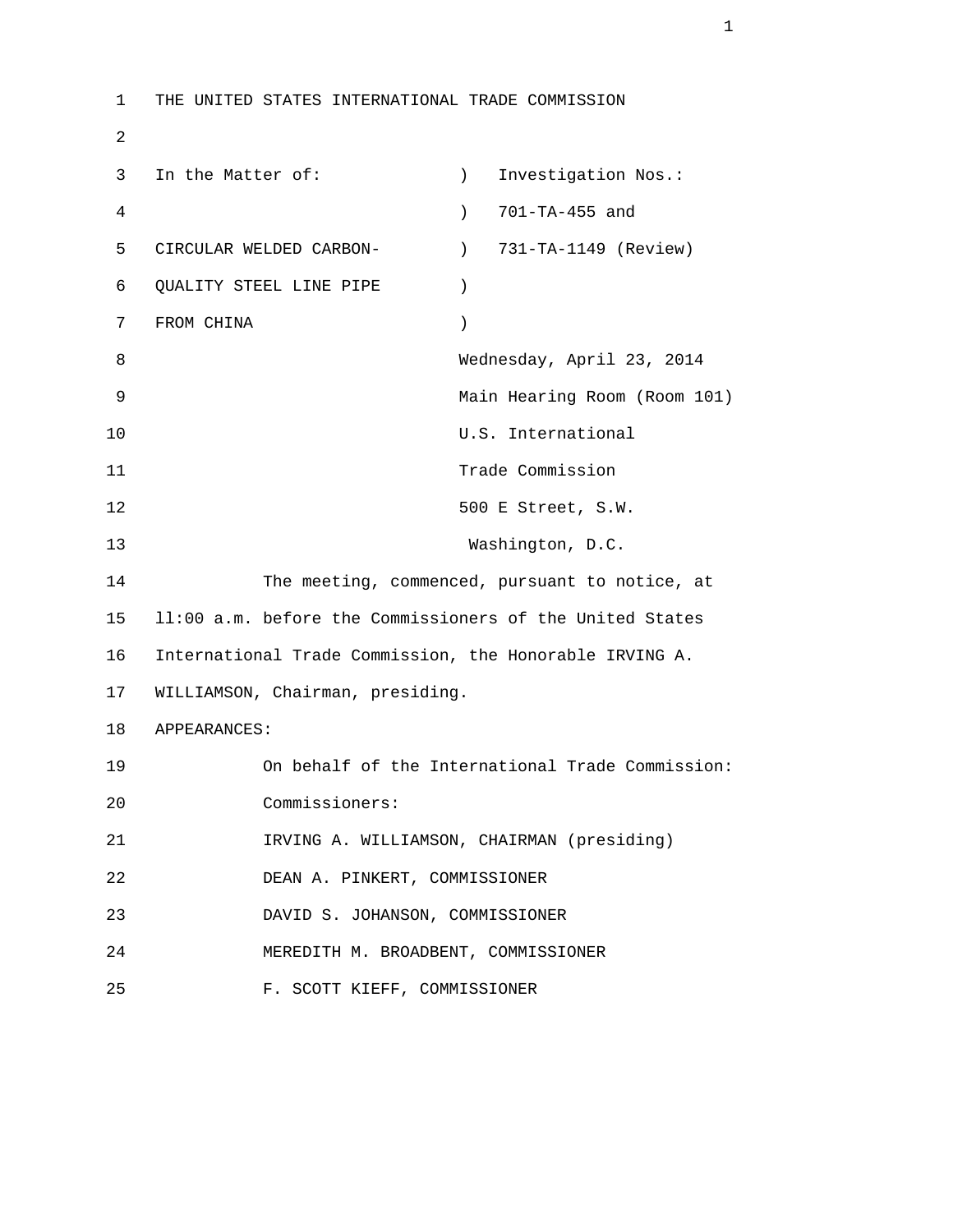THE UNITED STATES INTERNATIONAL TRADE COMMISSION

| In the Matter of: | ) | Investigation Nos.: |
| --- | --- | --- |
| | ) | 701-TA-455 and |
| CIRCULAR WELDED CARBON- | ) | 731-TA-1149 (Review) |
| QUALITY STEEL LINE PIPE | ) | |
| FROM CHINA | ) | |

Wednesday, April 23, 2014
Main Hearing Room (Room 101)
U.S. International
Trade Commission
500 E Street, S.W.
Washington, D.C.

The meeting, commenced, pursuant to notice, at ll:00 a.m. before the Commissioners of the United States International Trade Commission, the Honorable IRVING A. WILLIAMSON, Chairman, presiding.

APPEARANCES:

On behalf of the International Trade Commission:

Commissioners:

IRVING A. WILLIAMSON, CHAIRMAN (presiding)
DEAN A. PINKERT, COMMISSIONER
DAVID S. JOHANSON, COMMISSIONER
MEREDITH M. BROADBENT, COMMISSIONER
F. SCOTT KIEFF, COMMISSIONER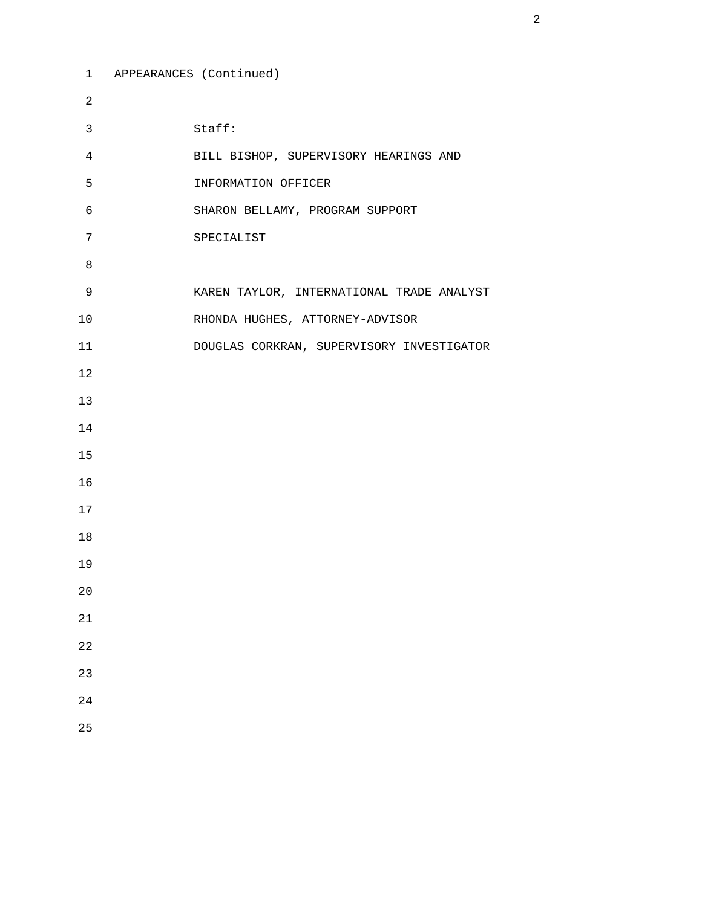APPEARANCES (Continued)

Staff:

BILL BISHOP, SUPERVISORY HEARINGS AND INFORMATION OFFICER

SHARON BELLAMY, PROGRAM SUPPORT SPECIALIST

KAREN TAYLOR, INTERNATIONAL TRADE ANALYST

RHONDA HUGHES, ATTORNEY-ADVISOR

DOUGLAS CORKRAN, SUPERVISORY INVESTIGATOR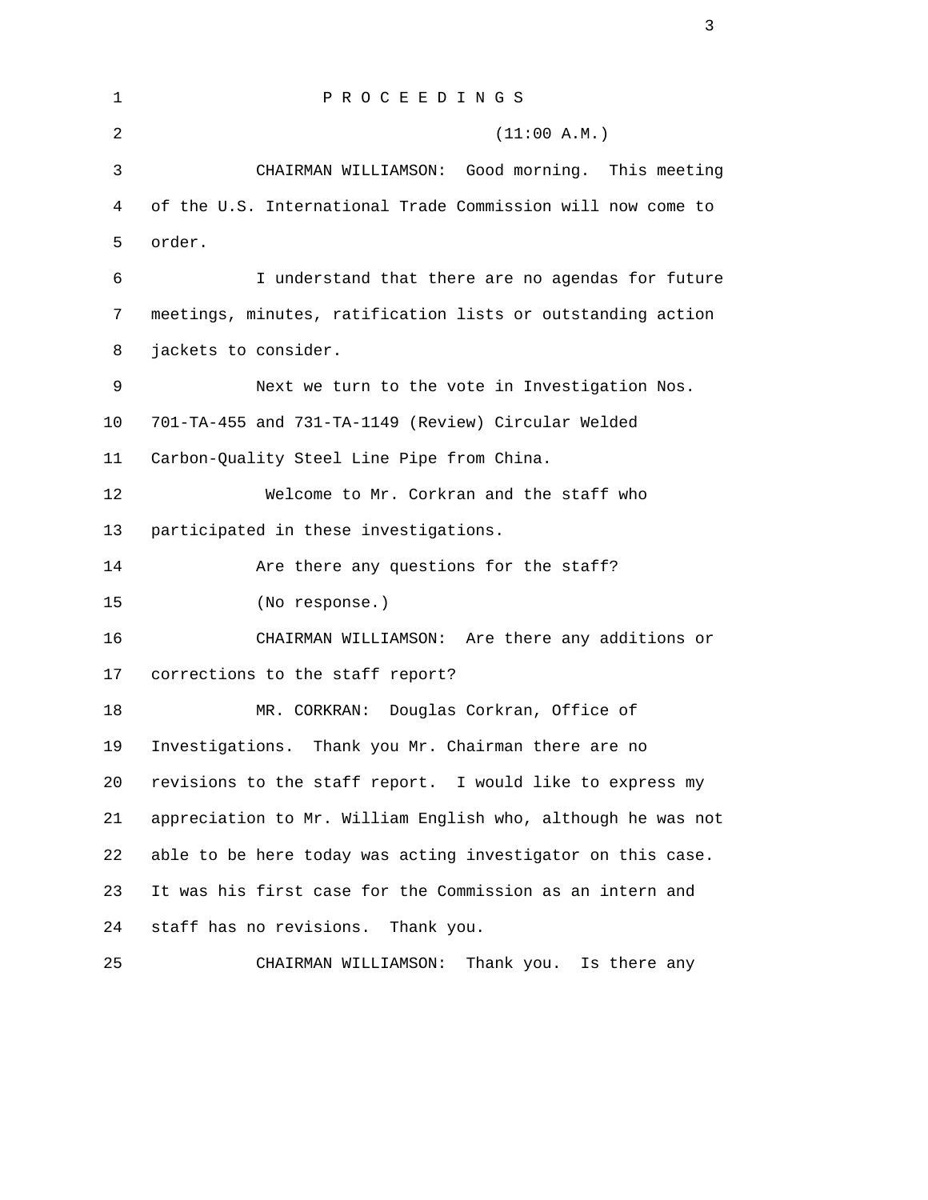P R O C E E D I N G S

(11:00 A.M.)

CHAIRMAN WILLIAMSON: Good morning. This meeting of the U.S. International Trade Commission will now come to order.

I understand that there are no agendas for future meetings, minutes, ratification lists or outstanding action jackets to consider.

Next we turn to the vote in Investigation Nos. 701-TA-455 and 731-TA-1149 (Review) Circular Welded Carbon-Quality Steel Line Pipe from China.

Welcome to Mr. Corkran and the staff who participated in these investigations.

Are there any questions for the staff?

(No response.)

CHAIRMAN WILLIAMSON: Are there any additions or corrections to the staff report?

MR. CORKRAN: Douglas Corkran, Office of Investigations. Thank you Mr. Chairman there are no revisions to the staff report. I would like to express my appreciation to Mr. William English who, although he was not able to be here today was acting investigator on this case. It was his first case for the Commission as an intern and staff has no revisions. Thank you.

CHAIRMAN WILLIAMSON: Thank you. Is there any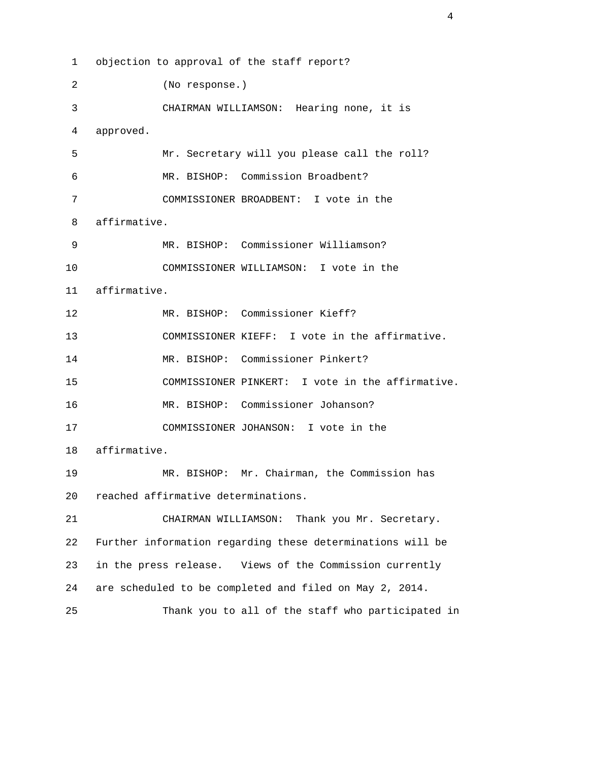1 objection to approval of the staff report?

2 (No response.)

3 CHAIRMAN WILLIAMSON: Hearing none, it is

4 approved.

5 Mr. Secretary will you please call the roll?

6 MR. BISHOP: Commission Broadbent?

7 COMMISSIONER BROADBENT: I vote in the

8 affirmative.

9 MR. BISHOP: Commissioner Williamson?

10 COMMISSIONER WILLIAMSON: I vote in the

11 affirmative.

12 MR. BISHOP: Commissioner Kieff?

13 COMMISSIONER KIEFF: I vote in the affirmative.

14 MR. BISHOP: Commissioner Pinkert?

15 COMMISSIONER PINKERT: I vote in the affirmative.

16 MR. BISHOP: Commissioner Johanson?

17 COMMISSIONER JOHANSON: I vote in the

18 affirmative.

19 MR. BISHOP: Mr. Chairman, the Commission has

20 reached affirmative determinations.

21 CHAIRMAN WILLIAMSON: Thank you Mr. Secretary.

22 Further information regarding these determinations will be

23 in the press release. Views of the Commission currently

24 are scheduled to be completed and filed on May 2, 2014.

25 Thank you to all of the staff who participated in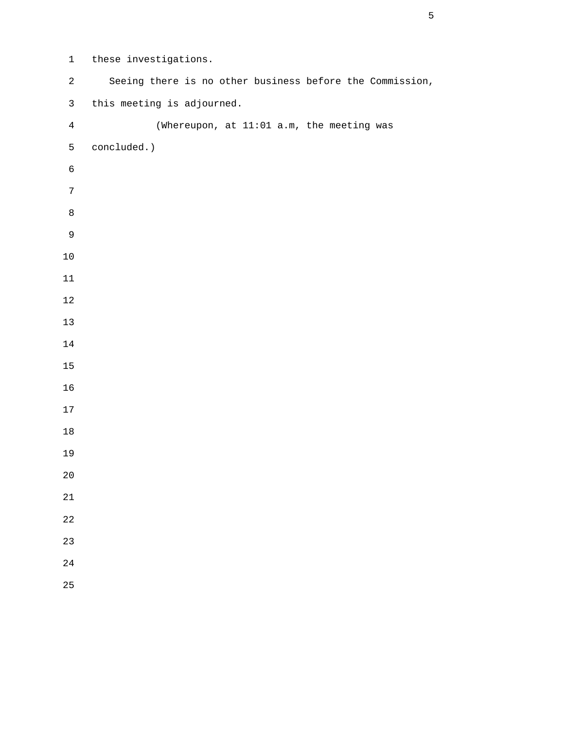these investigations.

Seeing there is no other business before the Commission, this meeting is adjourned.

(Whereupon, at 11:01 a.m, the meeting was concluded.)